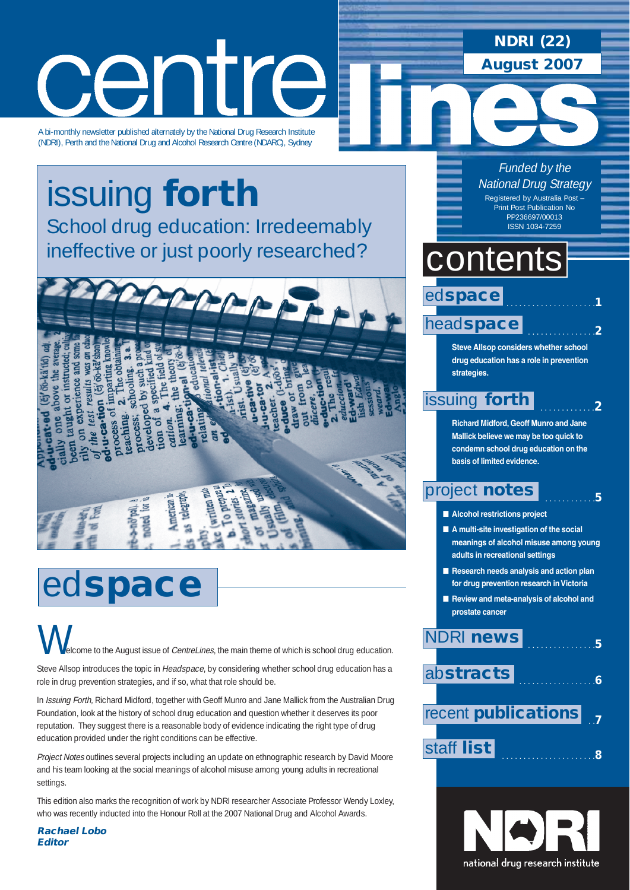# centre lines

**NDRI (22)**
**August 2007**

A bi-monthly newsletter published alternately by the National Drug Research Institute (NDRI), Perth and the National Drug and Alcohol Research Centre (NDARC), Sydney

*Funded by the National Drug Strategy*

Registered by Australia Post – Print Post Publication No PP236697/00013
ISSN 1034-7259

## issuing **forth**

### School drug education: Irredeemably ineffective or just poorly researched?

## contents

- ed**space** .....1
- head**space** .....2
  - Steve Allsop considers whether school drug education has a role in prevention strategies.
- issuing **forth** .....2
  - Richard Midford, Geoff Munro and Jane Mallick believe we may be too quick to condemn school drug education on the basis of limited evidence.
- project **notes** .....5
  - Alcohol restrictions project
  - A multi-site investigation of the social meanings of alcohol misuse among young adults in recreational settings
  - Research needs analysis and action plan for drug prevention research in Victoria
  - Review and meta-analysis of alcohol and prostate cancer
- NDRI **news** .....5
- ab**stracts** .....6
- recent **publications** .....7
- staff **list** .....8

## ed**space**

Welcome to the August issue of *CentreLines*, the main theme of which is school drug education.

Steve Allsop introduces the topic in *Headspace*, by considering whether school drug education has a role in drug prevention strategies, and if so, what that role should be.

In *Issuing Forth,* Richard Midford, together with Geoff Munro and Jane Mallick from the Australian Drug Foundation, look at the history of school drug education and question whether it deserves its poor reputation. They suggest there is a reasonable body of evidence indicating the right type of drug education provided under the right conditions can be effective.

*Project Notes* outlines several projects including an update on ethnographic research by David Moore and his team looking at the social meanings of alcohol misuse among young adults in recreational settings.

This edition also marks the recognition of work by NDRI researcher Associate Professor Wendy Loxley, who was recently inducted into the Honour Roll at the 2007 National Drug and Alcohol Awards.

***Rachael Lobo***
***Editor***

national drug research institute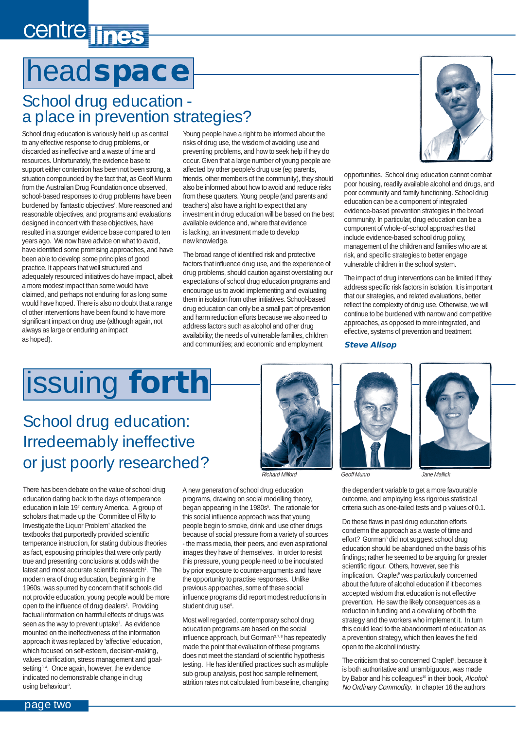# headspace

## School drug education - a place in prevention strategies?

School drug education is variously held up as central to any effective response to drug problems, or discarded as ineffective and a waste of time and resources. Unfortunately, the evidence base to support either contention has been not been strong, a situation compounded by the fact that, as Geoff Munro from the Australian Drug Foundation once observed, school-based responses to drug problems have been burdened by 'fantastic objectives'. More reasoned and reasonable objectives, and programs and evaluations designed in concert with these objectives, have resulted in a stronger evidence base compared to ten years ago. We now have advice on what to avoid, have identified some promising approaches, and have been able to develop some principles of good practice. It appears that well structured and adequately resourced initiatives do have impact, albeit a more modest impact than some would have claimed, and perhaps not enduring for as long some would have hoped. There is also no doubt that a range of other interventions have been found to have more significant impact on drug use (although again, not always as large or enduring an impact as hoped).

Young people have a right to be informed about the risks of drug use, the wisdom of avoiding use and preventing problems, and how to seek help if they do occur. Given that a large number of young people are affected by other people's drug use (eg parents, friends, other members of the community), they should also be informed about how to avoid and reduce risks from these quarters. Young people (and parents and teachers) also have a right to expect that any investment in drug education will be based on the best available evidence and, where that evidence is lacking, an investment made to develop new knowledge.

The broad range of identified risk and protective factors that influence drug use, and the experience of drug problems, should caution against overstating our expectations of school drug education programs and encourage us to avoid implementing and evaluating them in isolation from other initiatives. School-based drug education can only be a small part of prevention and harm reduction efforts because we also need to address factors such as alcohol and other drug availability; the needs of vulnerable families, children and communities; and economic and employment opportunities. School drug education cannot combat poor housing, readily available alcohol and drugs, and poor community and family functioning. School drug education can be a component of integrated evidence-based prevention strategies in the broad community. In particular, drug education can be a component of whole-of-school approaches that include evidence-based school drug policy, management of the children and families who are at risk, and specific strategies to better engage vulnerable children in the school system.

The impact of drug interventions can be limited if they address specific risk factors in isolation. It is important that our strategies, and related evaluations, better reflect the complexity of drug use. Otherwise, we will continue to be burdened with narrow and competitive approaches, as opposed to more integrated, and effective, systems of prevention and treatment.

***Steve Allsop***

# issuing forth

## School drug education: Irredeemably ineffective or just poorly researched?

*Richard Milford* *Geoff Munro* *Jane Mallick*

There has been debate on the value of school drug education dating back to the days of temperance education in late 19th century America. A group of scholars that made up the 'Committee of Fifty to Investigate the Liquor Problem' attacked the textbooks that purportedly provided scientific temperance instruction, for stating dubious theories as fact, espousing principles that were only partly true and presenting conclusions at odds with the latest and most accurate scientific research[1]. The modern era of drug education, beginning in the 1960s, was spurred by concern that if schools did not provide education, young people would be more open to the influence of drug dealers[2]. Providing factual information on harmful effects of drugs was seen as the way to prevent uptake[3]. As evidence mounted on the ineffectiveness of the information approach it was replaced by 'affective' education, which focused on self-esteem, decision-making, values clarification, stress management and goal-setting[3,4]. Once again, however, the evidence indicated no demonstrable change in drug using behaviour[3].

A new generation of school drug education programs, drawing on social modelling theory, began appearing in the 1980s[5]. The rationale for this social influence approach was that young people begin to smoke, drink and use other drugs because of social pressure from a variety of sources - the mass media, their peers, and even aspirational images they have of themselves. In order to resist this pressure, young people need to be inoculated by prior exposure to counter-arguments and have the opportunity to practise responses. Unlike previous approaches, some of these social influence programs did report modest reductions in student drug use[6].

Most well regarded, contemporary school drug education programs are based on the social influence approach, but Gorman[3,7,8] has repeatedly made the point that evaluation of these programs does not meet the standard of scientific hypothesis testing. He has identified practices such as multiple sub group analysis, post hoc sample refinement, attrition rates not calculated from baseline, changing the dependent variable to get a more favourable outcome, and employing less rigorous statistical criteria such as one-tailed tests and p values of 0.1.

Do these flaws in past drug education efforts condemn the approach as a waste of time and effort? Gorman[3] did not suggest school drug education should be abandoned on the basis of his findings; rather he seemed to be arguing for greater scientific rigour. Others, however, see this implication. Craplet[9] was particularly concerned about the future of alcohol education if it becomes accepted wisdom that education is not effective prevention. He saw the likely consequences as a reduction in funding and a devaluing of both the strategy and the workers who implement it. In turn this could lead to the abandonment of education as a prevention strategy, which then leaves the field open to the alcohol industry.

The criticism that so concerned Craplet[9], because it is both authoritative and unambiguous, was made by Babor and his colleagues[10] in their book, *Alcohol: No Ordinary Commodity.* In chapter 16 the authors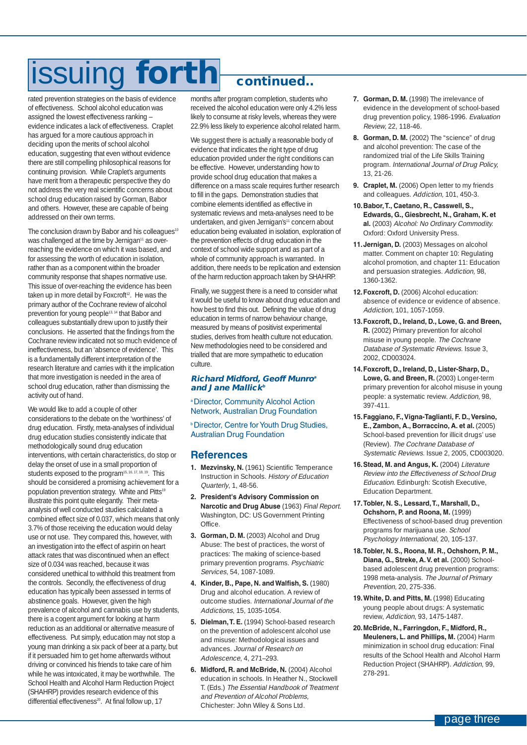# issuing forth continued..

rated prevention strategies on the basis of evidence of effectiveness. School alcohol education was assigned the lowest effectiveness ranking – evidence indicates a lack of effectiveness. Craplet has argued for a more cautious approach in deciding upon the merits of school alcohol education, suggesting that even without evidence there are still compelling philosophical reasons for continuing provision. While Craplet's arguments have merit from a therapeutic perspective they do not address the very real scientific concerns about school drug education raised by Gorman, Babor and others. However, these are capable of being addressed on their own terms.

The conclusion drawn by Babor and his colleagues[10] was challenged at the time by Jernigan[11] as over-reaching the evidence on which it was based, and for assessing the worth of education in isolation, rather than as a component within the broader community response that shapes normative use. This issue of over-reaching the evidence has been taken up in more detail by Foxcroft[12]. He was the primary author of the Cochrane review of alcohol prevention for young people[13,14] that Babor and colleagues substantially drew upon to justify their conclusions. He asserted that the findings from the Cochrane review indicated not so much evidence of ineffectiveness, but an 'absence of evidence'. This is a fundamentally different interpretation of the research literature and carries with it the implication that more investigation is needed in the area of school drug education, rather than dismissing the activity out of hand.

We would like to add a couple of other considerations to the debate on the 'worthiness' of drug education. Firstly, meta-analyses of individual drug education studies consistently indicate that methodologically sound drug education interventions, with certain characteristics, do stop or delay the onset of use in a small proportion of students exposed to the program[15,16,17,18,19]. This should be considered a promising achievement for a population prevention strategy. White and Pitts[19] illustrate this point quite elegantly. Their meta-analysis of well conducted studies calculated a combined effect size of 0.037, which means that only 3.7% of those receiving the education would delay use or not use. They compared this, however, with an investigation into the effect of aspirin on heart attack rates that was discontinued when an effect size of 0.034 was reached, because it was considered unethical to withhold this treatment from the controls. Secondly, the effectiveness of drug education has typically been assessed in terms of abstinence goals. However, given the high prevalence of alcohol and cannabis use by students, there is a cogent argument for looking at harm reduction as an additional or alternative measure of effectiveness. Put simply, education may not stop a young man drinking a six pack of beer at a party, but if it persuaded him to get home afterwards without driving or convinced his friends to take care of him while he was intoxicated, it may be worthwhile. The School Health and Alcohol Harm Reduction Project (SHAHRP) provides research evidence of this differential effectiveness[20]. At final follow up, 17 months after program completion, students who received the alcohol education were only 4.2% less likely to consume at risky levels, whereas they were 22.9% less likely to experience alcohol related harm.

We suggest there is actually a reasonable body of evidence that indicates the right type of drug education provided under the right conditions can be effective. However, understanding how to provide school drug education that makes a difference on a mass scale requires further research to fill in the gaps. Demonstration studies that combine elements identified as effective in systematic reviews and meta-analyses need to be undertaken, and given Jernigan's[11] concern about education being evaluated in isolation, exploration of the prevention effects of drug education in the context of school wide support and as part of a whole of community approach is warranted. In addition, there needs to be replication and extension of the harm reduction approach taken by SHAHRP.

Finally, we suggest there is a need to consider what it would be useful to know about drug education and how best to find this out. Defining the value of drug education in terms of narrow behaviour change, measured by means of positivist experimental studies, derives from health culture not education. New methodologies need to be considered and trialled that are more sympathetic to education culture.

***Richard Midford, Geoff Munro[a] and Jane Mallick[b]***

[a] Director, Community Alcohol Action Network, Australian Drug Foundation

[b] Director, Centre for Youth Drug Studies, Australian Drug Foundation

## References

1. **Mezvinsky, N.** (1961) Scientific Temperance Instruction in Schools. *History of Education Quarterly*, 1, 48-56.
2. **President's Advisory Commission on Narcotic and Drug Abuse** (1963) *Final Report.* Washington, DC: US Government Printing Office.
3. **Gorman, D. M.** (2003) Alcohol and Drug Abuse: The best of practices, the worst of practices: The making of science-based primary prevention programs. *Psychiatric Services*, 54, 1087-1089.
4. **Kinder, B., Pape, N. and Walfish, S.** (1980) Drug and alcohol education. A review of outcome studies. *International Journal of the Addictions*, 15, 1035-1054.
5. **Dielman, T. E.** (1994) School-based research on the prevention of adolescent alcohol use and misuse: Methodological issues and advances. *Journal of Research on Adolescence*, 4, 271–293.
6. **Midford, R. and McBride, N.** (2004) Alcohol education in schools. In Heather N., Stockwell T. (Eds.) *The Essential Handbook of Treatment and Prevention of Alcohol Problems,* Chichester: John Wiley & Sons Ltd.
7. **Gorman, D. M.** (1998) The irrelevance of evidence in the development of school-based drug prevention policy, 1986-1996. *Evaluation Review,* 22, 118-46.
8. **Gorman, D. M.** (2002) The "science" of drug and alcohol prevention: The case of the randomized trial of the Life Skills Training program. *International Journal of Drug Policy,* 13, 21-26.
9. **Craplet, M.** (2006) Open letter to my friends and colleagues. *Addiction,* 101, 450-3.
10. **Babor, T., Caetano, R., Casswell, S., Edwards, G., Giesbrecht, N., Graham, K. et al.** (2003) *Alcohol: No Ordinary Commodity.* Oxford: Oxford University Press.
11. **Jernigan, D.** (2003) Messages on alcohol matter. Comment on chapter 10: Regulating alcohol promotion, and chapter 11: Education and persuasion strategies. *Addiction,* 98, 1360-1362.
12. **Foxcroft, D.** (2006) Alcohol education: absence of evidence or evidence of absence. *Addiction,* 101, 1057-1059.
13. **Foxcroft, D., Ireland, D., Lowe, G. and Breen, R.** (2002) Primary prevention for alcohol misuse in young people. *The Cochrane Database of Systematic Reviews.* Issue 3, 2002, CD003024.
14. **Foxcroft, D., Ireland, D., Lister-Sharp, D., Lowe, G. and Breen, R.** (2003) Longer-term primary prevention for alcohol misuse in young people: a systematic review. *Addiction*, 98, 397-411.
15. **Faggiano, F., Vigna-Taglianti, F. D., Versino, E., Zambon, A., Borraccino, A. et al.** (2005) School-based prevention for illicit drugs' use (Review). *The Cochrane Database of Systematic Reviews.* Issue 2, 2005, CD003020.
16. **Stead, M. and Angus, K.** (2004) *Literature Review into the Effectiveness of School Drug Education.* Edinburgh: Scotish Executive, Education Department.
17. **Tobler, N. S., Lessard, T., Marshall, D., Ochshorn, P. and Roona, M.** (1999) Effectiveness of school-based drug prevention programs for marijuana use. *School Psychology International,* 20, 105-137.
18. **Tobler, N. S., Roona, M. R., Ochshorn, P. M., Diana, G., Streke, A. V. et al.** (2000) School-based adolescent drug prevention programs: 1998 meta-analysis. *The Journal of Primary Prevention,* 20, 275-336.
19. **White, D. and Pitts, M.** (1998) Educating young people about drugs: A systematic review, *Addiction*, 93, 1475-1487.
20. **McBride, N., Farringdon, F., Midford, R., Meuleners, L. and Phillips, M.** (2004) Harm minimization in school drug education: Final results of the School Health and Alcohol Harm Reduction Project (SHAHRP). *Addiction*, 99, 278-291.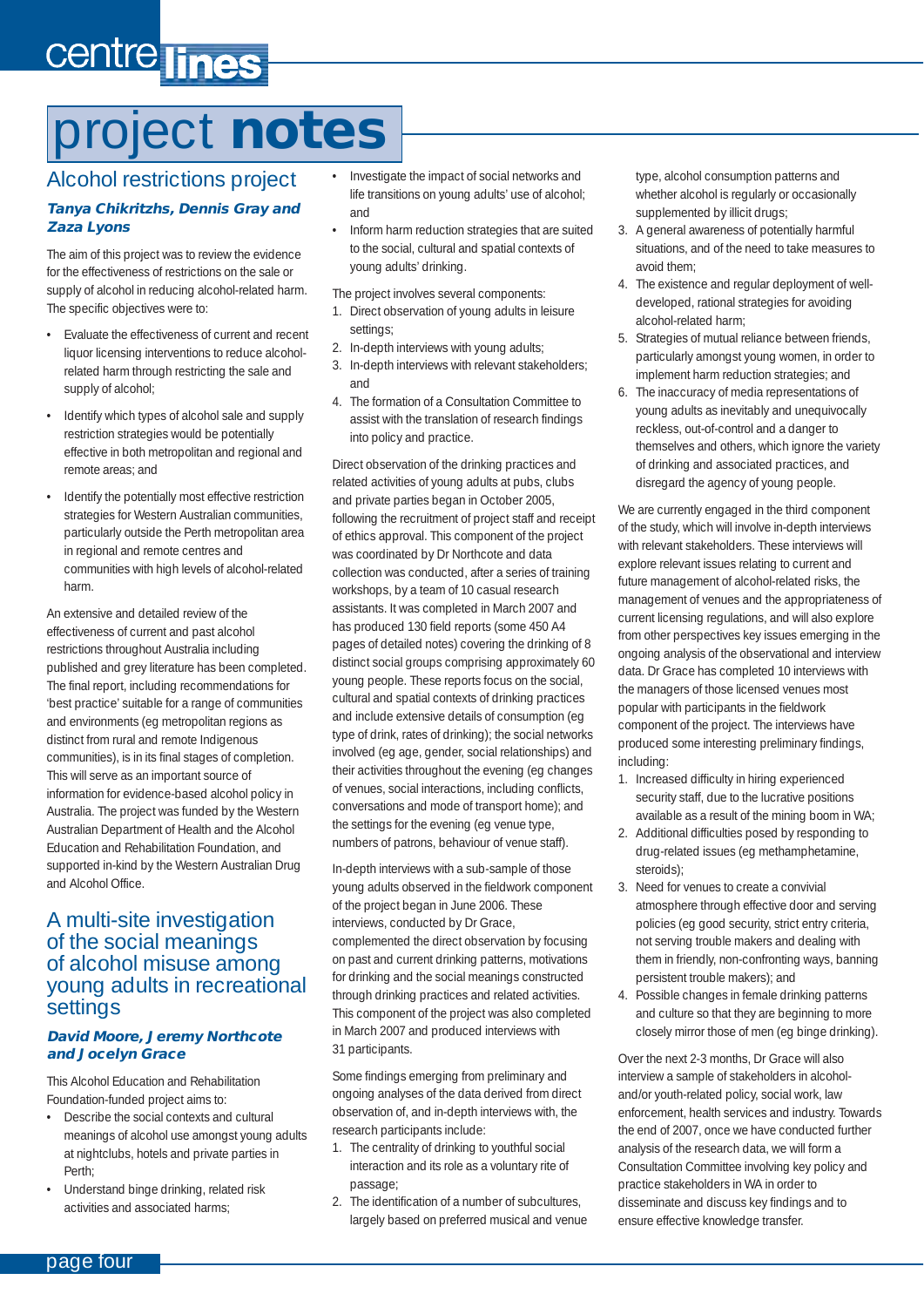# project notes

## Alcohol restrictions project

***Tanya Chikritzhs, Dennis Gray and Zaza Lyons***

The aim of this project was to review the evidence for the effectiveness of restrictions on the sale or supply of alcohol in reducing alcohol-related harm. The specific objectives were to:

- Evaluate the effectiveness of current and recent liquor licensing interventions to reduce alcohol-related harm through restricting the sale and supply of alcohol;
- Identify which types of alcohol sale and supply restriction strategies would be potentially effective in both metropolitan and regional and remote areas; and
- Identify the potentially most effective restriction strategies for Western Australian communities, particularly outside the Perth metropolitan area in regional and remote centres and communities with high levels of alcohol-related harm.

An extensive and detailed review of the effectiveness of current and past alcohol restrictions throughout Australia including published and grey literature has been completed. The final report, including recommendations for 'best practice' suitable for a range of communities and environments (eg metropolitan regions as distinct from rural and remote Indigenous communities), is in its final stages of completion. This will serve as an important source of information for evidence-based alcohol policy in Australia. The project was funded by the Western Australian Department of Health and the Alcohol Education and Rehabilitation Foundation, and supported in-kind by the Western Australian Drug and Alcohol Office.

## A multi-site investigation of the social meanings of alcohol misuse among young adults in recreational settings

***David Moore, Jeremy Northcote and Jocelyn Grace***

This Alcohol Education and Rehabilitation Foundation-funded project aims to:

- Describe the social contexts and cultural meanings of alcohol use amongst young adults at nightclubs, hotels and private parties in Perth;
- Understand binge drinking, related risk activities and associated harms;
- Investigate the impact of social networks and life transitions on young adults' use of alcohol; and
- Inform harm reduction strategies that are suited to the social, cultural and spatial contexts of young adults' drinking.

The project involves several components:

1. Direct observation of young adults in leisure settings;
2. In-depth interviews with young adults;
3. In-depth interviews with relevant stakeholders; and
4. The formation of a Consultation Committee to assist with the translation of research findings into policy and practice.

Direct observation of the drinking practices and related activities of young adults at pubs, clubs and private parties began in October 2005, following the recruitment of project staff and receipt of ethics approval. This component of the project was coordinated by Dr Northcote and data collection was conducted, after a series of training workshops, by a team of 10 casual research assistants. It was completed in March 2007 and has produced 130 field reports (some 450 A4 pages of detailed notes) covering the drinking of 8 distinct social groups comprising approximately 60 young people. These reports focus on the social, cultural and spatial contexts of drinking practices and include extensive details of consumption (eg type of drink, rates of drinking); the social networks involved (eg age, gender, social relationships) and their activities throughout the evening (eg changes of venues, social interactions, including conflicts, conversations and mode of transport home); and the settings for the evening (eg venue type, numbers of patrons, behaviour of venue staff).

In-depth interviews with a sub-sample of those young adults observed in the fieldwork component of the project began in June 2006. These interviews, conducted by Dr Grace, complemented the direct observation by focusing on past and current drinking patterns, motivations for drinking and the social meanings constructed through drinking practices and related activities. This component of the project was also completed in March 2007 and produced interviews with 31 participants.

Some findings emerging from preliminary and ongoing analyses of the data derived from direct observation of, and in-depth interviews with, the research participants include:

1. The centrality of drinking to youthful social interaction and its role as a voluntary rite of passage;
2. The identification of a number of subcultures, largely based on preferred musical and venue type, alcohol consumption patterns and whether alcohol is regularly or occasionally supplemented by illicit drugs;
3. A general awareness of potentially harmful situations, and of the need to take measures to avoid them;
4. The existence and regular deployment of well-developed, rational strategies for avoiding alcohol-related harm;
5. Strategies of mutual reliance between friends, particularly amongst young women, in order to implement harm reduction strategies; and
6. The inaccuracy of media representations of young adults as inevitably and unequivocally reckless, out-of-control and a danger to themselves and others, which ignore the variety of drinking and associated practices, and disregard the agency of young people.

We are currently engaged in the third component of the study, which will involve in-depth interviews with relevant stakeholders. These interviews will explore relevant issues relating to current and future management of alcohol-related risks, the management of venues and the appropriateness of current licensing regulations, and will also explore from other perspectives key issues emerging in the ongoing analysis of the observational and interview data. Dr Grace has completed 10 interviews with the managers of those licensed venues most popular with participants in the fieldwork component of the project. The interviews have produced some interesting preliminary findings, including:

1. Increased difficulty in hiring experienced security staff, due to the lucrative positions available as a result of the mining boom in WA;
2. Additional difficulties posed by responding to drug-related issues (eg methamphetamine, steroids);
3. Need for venues to create a convivial atmosphere through effective door and serving policies (eg good security, strict entry criteria, not serving trouble makers and dealing with them in friendly, non-confronting ways, banning persistent trouble makers); and
4. Possible changes in female drinking patterns and culture so that they are beginning to more closely mirror those of men (eg binge drinking).

Over the next 2-3 months, Dr Grace will also interview a sample of stakeholders in alcohol-and/or youth-related policy, social work, law enforcement, health services and industry. Towards the end of 2007, once we have conducted further analysis of the research data, we will form a Consultation Committee involving key policy and practice stakeholders in WA in order to disseminate and discuss key findings and to ensure effective knowledge transfer.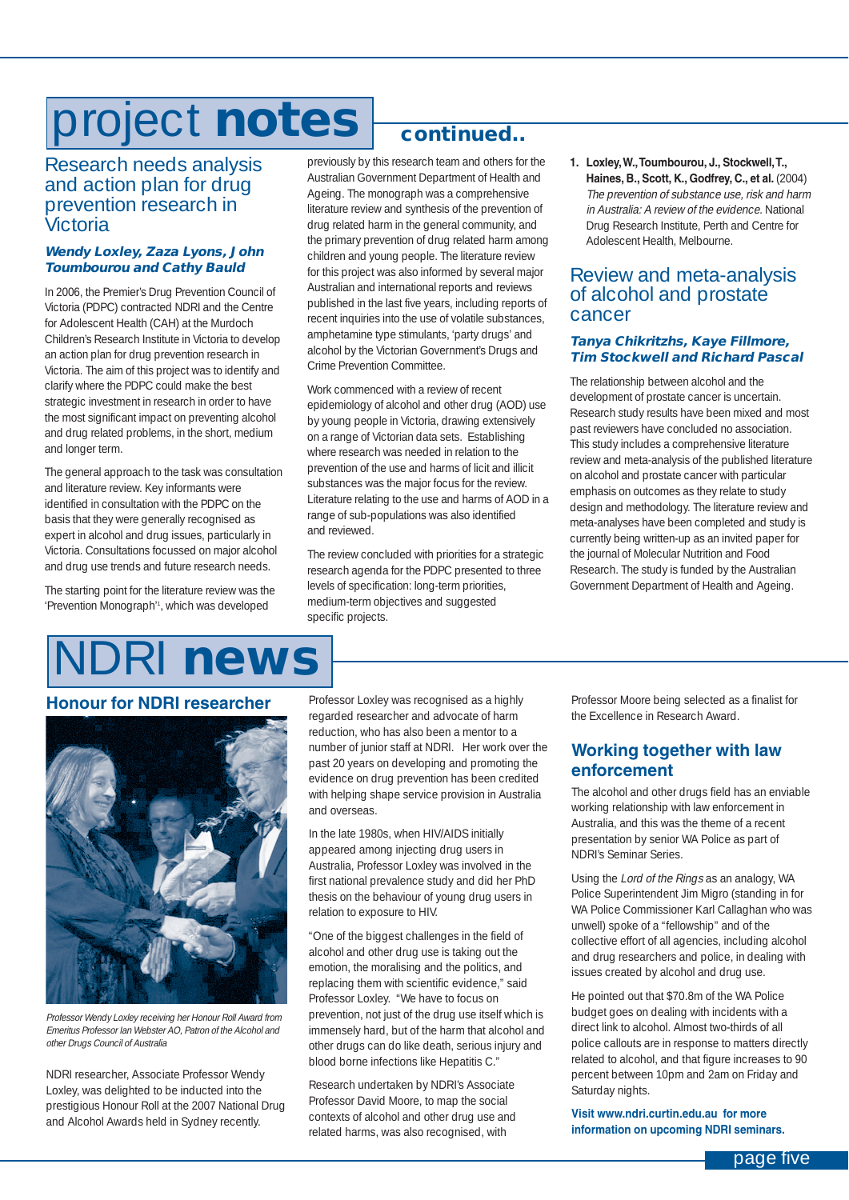# project notes continued..

## Research needs analysis and action plan for drug prevention research in Victoria

### *Wendy Loxley, Zaza Lyons, John Toumbourou and Cathy Bauld*

In 2006, the Premier's Drug Prevention Council of Victoria (PDPC) contracted NDRI and the Centre for Adolescent Health (CAH) at the Murdoch Children's Research Institute in Victoria to develop an action plan for drug prevention research in Victoria. The aim of this project was to identify and clarify where the PDPC could make the best strategic investment in research in order to have the most significant impact on preventing alcohol and drug related problems, in the short, medium and longer term.

The general approach to the task was consultation and literature review. Key informants were identified in consultation with the PDPC on the basis that they were generally recognised as expert in alcohol and drug issues, particularly in Victoria. Consultations focussed on major alcohol and drug use trends and future research needs.

The starting point for the literature review was the 'Prevention Monograph'[1], which was developed previously by this research team and others for the Australian Government Department of Health and Ageing. The monograph was a comprehensive literature review and synthesis of the prevention of drug related harm in the general community, and the primary prevention of drug related harm among children and young people. The literature review for this project was also informed by several major Australian and international reports and reviews published in the last five years, including reports of recent inquiries into the use of volatile substances, amphetamine type stimulants, 'party drugs' and alcohol by the Victorian Government's Drugs and Crime Prevention Committee.

Work commenced with a review of recent epidemiology of alcohol and other drug (AOD) use by young people in Victoria, drawing extensively on a range of Victorian data sets. Establishing where research was needed in relation to the prevention of the use and harms of licit and illicit substances was the major focus for the review. Literature relating to the use and harms of AOD in a range of sub-populations was also identified and reviewed.

The review concluded with priorities for a strategic research agenda for the PDPC presented to three levels of specification: long-term priorities, medium-term objectives and suggested specific projects.

1. **Loxley, W., Toumbourou, J., Stockwell, T., Haines, B., Scott, K., Godfrey, C., et al.** (2004) *The prevention of substance use, risk and harm in Australia: A review of the evidence.* National Drug Research Institute, Perth and Centre for Adolescent Health, Melbourne.

## Review and meta-analysis of alcohol and prostate cancer

### *Tanya Chikritzhs, Kaye Fillmore, Tim Stockwell and Richard Pascal*

The relationship between alcohol and the development of prostate cancer is uncertain. Research study results have been mixed and most past reviewers have concluded no association. This study includes a comprehensive literature review and meta-analysis of the published literature on alcohol and prostate cancer with particular emphasis on outcomes as they relate to study design and methodology. The literature review and meta-analyses have been completed and study is currently being written-up as an invited paper for the journal of Molecular Nutrition and Food Research. The study is funded by the Australian Government Department of Health and Ageing.

# NDRI news

## Honour for NDRI researcher

*Professor Wendy Loxley receiving her Honour Roll Award from Emeritus Professor Ian Webster AO, Patron of the Alcohol and other Drugs Council of Australia*

NDRI researcher, Associate Professor Wendy Loxley, was delighted to be inducted into the prestigious Honour Roll at the 2007 National Drug and Alcohol Awards held in Sydney recently.

Professor Loxley was recognised as a highly regarded researcher and advocate of harm reduction, who has also been a mentor to a number of junior staff at NDRI. Her work over the past 20 years on developing and promoting the evidence on drug prevention has been credited with helping shape service provision in Australia and overseas.

In the late 1980s, when HIV/AIDS initially appeared among injecting drug users in Australia, Professor Loxley was involved in the first national prevalence study and did her PhD thesis on the behaviour of young drug users in relation to exposure to HIV.

"One of the biggest challenges in the field of alcohol and other drug use is taking out the emotion, the moralising and the politics, and replacing them with scientific evidence," said Professor Loxley. "We have to focus on prevention, not just of the drug use itself which is immensely hard, but of the harm that alcohol and other drugs can do like death, serious injury and blood borne infections like Hepatitis C."

Research undertaken by NDRI's Associate Professor David Moore, to map the social contexts of alcohol and other drug use and related harms, was also recognised, with Professor Moore being selected as a finalist for the Excellence in Research Award.

## Working together with law enforcement

The alcohol and other drugs field has an enviable working relationship with law enforcement in Australia, and this was the theme of a recent presentation by senior WA Police as part of NDRI's Seminar Series.

Using the *Lord of the Rings* as an analogy, WA Police Superintendent Jim Migro (standing in for WA Police Commissioner Karl Callaghan who was unwell) spoke of a "fellowship" and of the collective effort of all agencies, including alcohol and drug researchers and police, in dealing with issues created by alcohol and drug use.

He pointed out that $70.8m of the WA Police budget goes on dealing with incidents with a direct link to alcohol. Almost two-thirds of all police callouts are in response to matters directly related to alcohol, and that figure increases to 90 percent between 10pm and 2am on Friday and Saturday nights.

**Visit www.ndri.curtin.edu.au for more information on upcoming NDRI seminars.**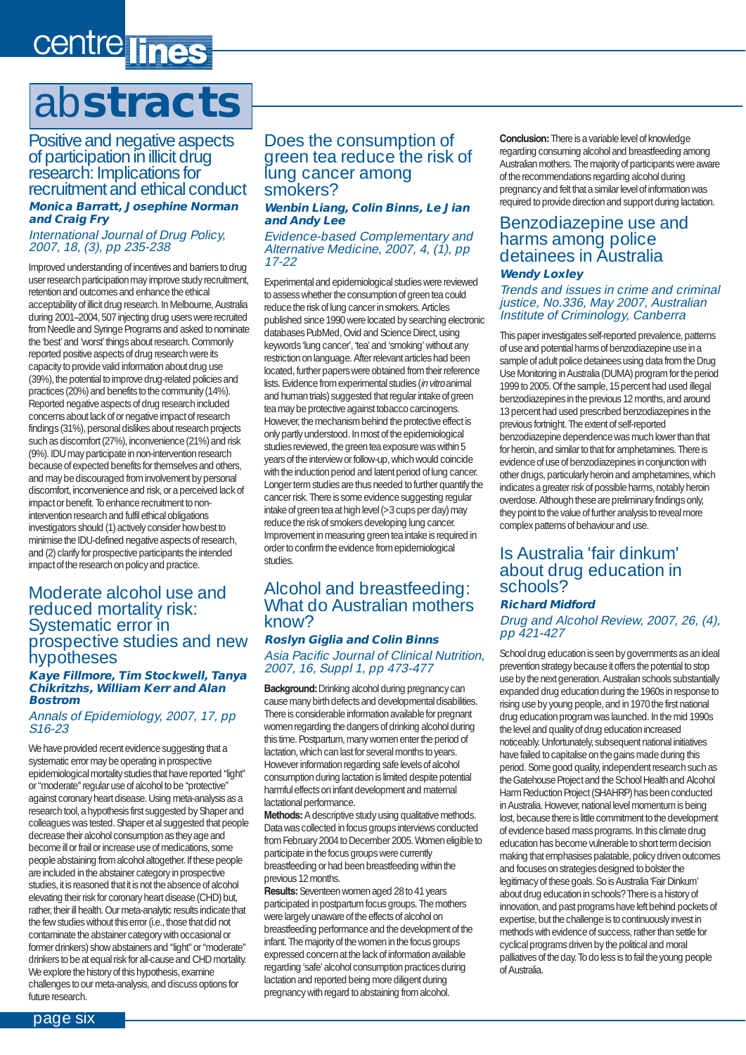# abstracts

## Positive and negative aspects of participation in illicit drug research: Implications for recruitment and ethical conduct

***Monica Barratt, Josephine Norman and Craig Fry***

*International Journal of Drug Policy, 2007, 18, (3), pp 235-238*

Improved understanding of incentives and barriers to drug user research participation may improve study recruitment, retention and outcomes and enhance the ethical acceptability of illicit drug research. In Melbourne, Australia during 2001–2004, 507 injecting drug users were recruited from Needle and Syringe Programs and asked to nominate the 'best' and 'worst' things about research. Commonly reported positive aspects of drug research were its capacity to provide valid information about drug use (39%), the potential to improve drug-related policies and practices (20%) and benefits to the community (14%). Reported negative aspects of drug research included concerns about lack of or negative impact of research findings (31%), personal dislikes about research projects such as discomfort (27%), inconvenience (21%) and risk (9%). IDU may participate in non-intervention research because of expected benefits for themselves and others, and may be discouraged from involvement by personal discomfort, inconvenience and risk, or a perceived lack of impact or benefit. To enhance recruitment to non-intervention research and fulfil ethical obligations investigators should (1) actively consider how best to minimise the IDU-defined negative aspects of research, and (2) clarify for prospective participants the intended impact of the research on policy and practice.

## Moderate alcohol use and reduced mortality risk: Systematic error in prospective studies and new hypotheses

***Kaye Fillmore, Tim Stockwell, Tanya Chikritzhs, William Kerr and Alan Bostrom***

*Annals of Epidemiology, 2007, 17, pp S16-23*

We have provided recent evidence suggesting that a systematic error may be operating in prospective epidemiological mortality studies that have reported "light" or "moderate" regular use of alcohol to be "protective" against coronary heart disease. Using meta-analysis as a research tool, a hypothesis first suggested by Shaper and colleagues was tested. Shaper et al suggested that people decrease their alcohol consumption as they age and become ill or frail or increase use of medications, some people abstaining from alcohol altogether. If these people are included in the abstainer category in prospective studies, it is reasoned that it is not the absence of alcohol elevating their risk for coronary heart disease (CHD) but, rather, their ill health. Our meta-analytic results indicate that the few studies without this error (i.e., those that did not contaminate the abstainer category with occasional or former drinkers) show abstainers and "light" or "moderate" drinkers to be at equal risk for all-cause and CHD mortality. We explore the history of this hypothesis, examine challenges to our meta-analysis, and discuss options for future research.

## Does the consumption of green tea reduce the risk of lung cancer among smokers?

***Wenbin Liang, Colin Binns, Le Jian and Andy Lee***

*Evidence-based Complementary and Alternative Medicine, 2007, 4, (1), pp 17-22*

Experimental and epidemiological studies were reviewed to assess whether the consumption of green tea could reduce the risk of lung cancer in smokers. Articles published since 1990 were located by searching electronic databases PubMed, Ovid and Science Direct, using keywords 'lung cancer', 'tea' and 'smoking' without any restriction on language. After relevant articles had been located, further papers were obtained from their reference lists. Evidence from experimental studies (*in vitro* animal and human trials) suggested that regular intake of green tea may be protective against tobacco carcinogens. However, the mechanism behind the protective effect is only partly understood. In most of the epidemiological studies reviewed, the green tea exposure was within 5 years of the interview or follow-up, which would coincide with the induction period and latent period of lung cancer. Longer term studies are thus needed to further quantify the cancer risk. There is some evidence suggesting regular intake of green tea at high level (>3 cups per day) may reduce the risk of smokers developing lung cancer. Improvement in measuring green tea intake is required in order to confirm the evidence from epidemiological studies.

## Alcohol and breastfeeding: What do Australian mothers know?

***Roslyn Giglia and Colin Binns***

*Asia Pacific Journal of Clinical Nutrition, 2007, 16, Suppl 1, pp 473-477*

**Background:** Drinking alcohol during pregnancy can cause many birth defects and developmental disabilities. There is considerable information available for pregnant women regarding the dangers of drinking alcohol during this time. Postpartum, many women enter the period of lactation, which can last for several months to years. However information regarding safe levels of alcohol consumption during lactation is limited despite potential harmful effects on infant development and maternal lactational performance.

**Methods:** A descriptive study using qualitative methods. Data was collected in focus groups interviews conducted from February 2004 to December 2005. Women eligible to participate in the focus groups were currently breastfeeding or had been breastfeeding within the previous 12 months.

**Results:** Seventeen women aged 28 to 41 years participated in postpartum focus groups. The mothers were largely unaware of the effects of alcohol on breastfeeding performance and the development of the infant. The majority of the women in the focus groups expressed concern at the lack of information available regarding 'safe' alcohol consumption practices during lactation and reported being more diligent during pregnancy with regard to abstaining from alcohol.

**Conclusion:** There is a variable level of knowledge regarding consuming alcohol and breastfeeding among Australian mothers. The majority of participants were aware of the recommendations regarding alcohol during pregnancy and felt that a similar level of information was required to provide direction and support during lactation.

## Benzodiazepine use and harms among police detainees in Australia

***Wendy Loxley***

*Trends and issues in crime and criminal justice, No.336, May 2007, Australian Institute of Criminology, Canberra*

This paper investigates self-reported prevalence, patterns of use and potential harms of benzodiazepine use in a sample of adult police detainees using data from the Drug Use Monitoring in Australia (DUMA) program for the period 1999 to 2005. Of the sample, 15 percent had used illegal benzodiazepines in the previous 12 months, and around 13 percent had used prescribed benzodiazepines in the previous fortnight. The extent of self-reported benzodiazepine dependence was much lower than that for heroin, and similar to that for amphetamines. There is evidence of use of benzodiazepines in conjunction with other drugs, particularly heroin and amphetamines, which indicates a greater risk of possible harms, notably heroin overdose. Although these are preliminary findings only, they point to the value of further analysis to reveal more complex patterns of behaviour and use.

## Is Australia 'fair dinkum' about drug education in schools?

***Richard Midford***

*Drug and Alcohol Review, 2007, 26, (4), pp 421-427*

School drug education is seen by governments as an ideal prevention strategy because it offers the potential to stop use by the next generation. Australian schools substantially expanded drug education during the 1960s in response to rising use by young people, and in 1970 the first national drug education program was launched. In the mid 1990s the level and quality of drug education increased noticeably. Unfortunately, subsequent national initiatives have failed to capitalise on the gains made during this period. Some good quality, independent research such as the Gatehouse Project and the School Health and Alcohol Harm Reduction Project (SHAHRP) has been conducted in Australia. However, national level momentum is being lost, because there is little commitment to the development of evidence based mass programs. In this climate drug education has become vulnerable to short term decision making that emphasises palatable, policy driven outcomes and focuses on strategies designed to bolster the legitimacy of these goals. So is Australia 'Fair Dinkum' about drug education in schools? There is a history of innovation, and past programs have left behind pockets of expertise, but the challenge is to continuously invest in methods with evidence of success, rather than settle for cyclical programs driven by the political and moral palliatives of the day. To do less is to fail the young people of Australia.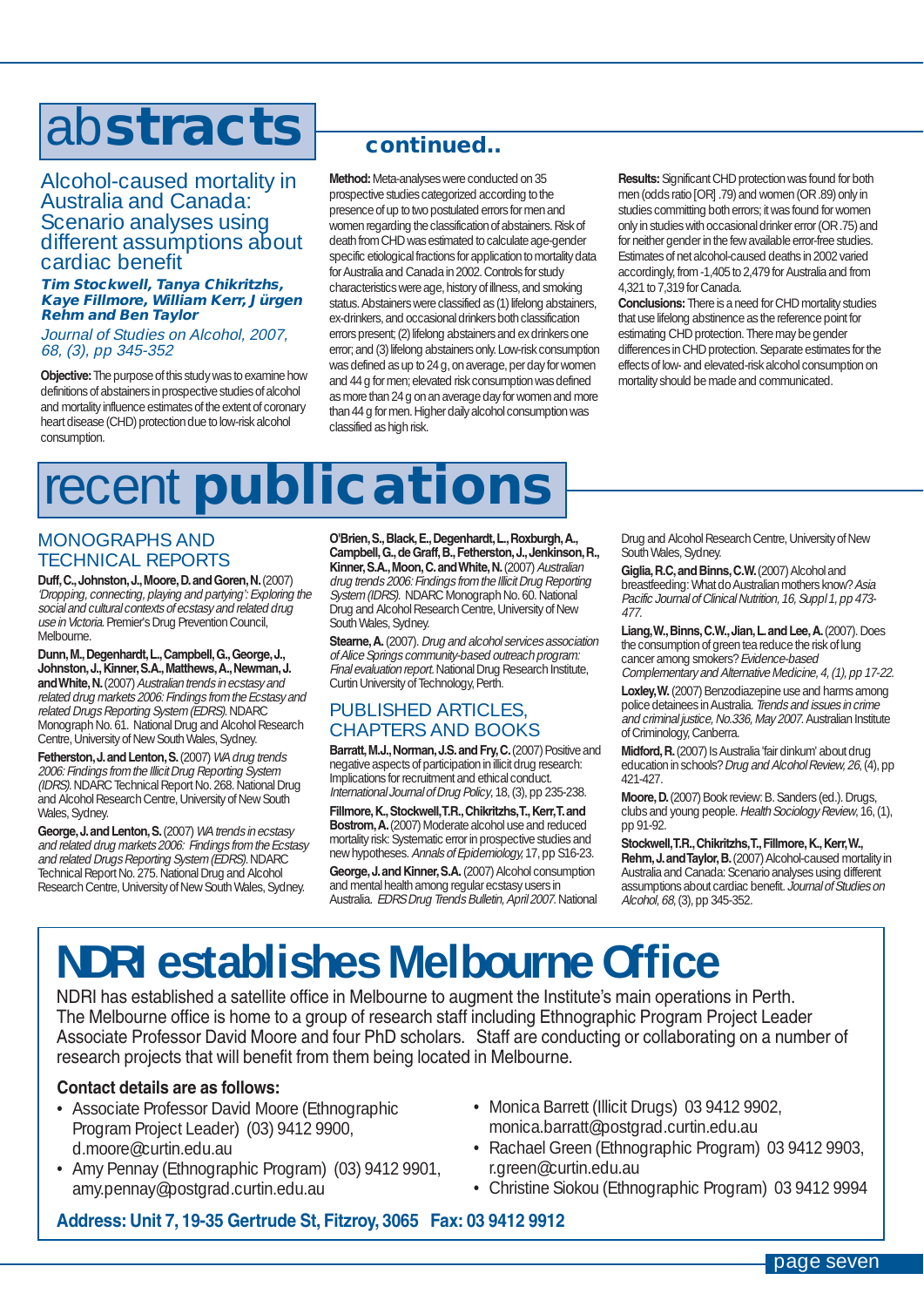# abstracts continued..

## Alcohol-caused mortality in Australia and Canada: Scenario analyses using different assumptions about cardiac benefit

***Tim Stockwell, Tanya Chikritzhs, Kaye Fillmore, William Kerr, Jürgen Rehm and Ben Taylor***

*Journal of Studies on Alcohol, 2007, 68, (3), pp 345-352*

**Objective:** The purpose of this study was to examine how definitions of abstainers in prospective studies of alcohol and mortality influence estimates of the extent of coronary heart disease (CHD) protection due to low-risk alcohol consumption.

**Method:** Meta-analyses were conducted on 35 prospective studies categorized according to the presence of up to two postulated errors for men and women regarding the classification of abstainers. Risk of death from CHD was estimated to calculate age-gender specific etiological fractions for application to mortality data for Australia and Canada in 2002. Controls for study characteristics were age, history of illness, and smoking status. Abstainers were classified as (1) lifelong abstainers, ex-drinkers, and occasional drinkers both classification errors present; (2) lifelong abstainers and ex drinkers one error; and (3) lifelong abstainers only. Low-risk consumption was defined as up to 24 g, on average, per day for women and 44 g for men; elevated risk consumption was defined as more than 24 g on an average day for women and more than 44 g for men. Higher daily alcohol consumption was classified as high risk.

**Results:** Significant CHD protection was found for both men (odds ratio [OR] .79) and women (OR .89) only in studies committing both errors; it was found for women only in studies with occasional drinker error (OR .75) and for neither gender in the few available error-free studies. Estimates of net alcohol-caused deaths in 2002 varied accordingly, from -1,405 to 2,479 for Australia and from 4,321 to 7,319 for Canada.

**Conclusions:** There is a need for CHD mortality studies that use lifelong abstinence as the reference point for estimating CHD protection. There may be gender differences in CHD protection. Separate estimates for the effects of low- and elevated-risk alcohol consumption on mortality should be made and communicated.

# recent publications

## MONOGRAPHS AND TECHNICAL REPORTS

**Duff, C., Johnston, J., Moore, D. and Goren, N.** (2007) *'Dropping, connecting, playing and partying': Exploring the social and cultural contexts of ecstasy and related drug use in Victoria.* Premier's Drug Prevention Council, Melbourne.

**Dunn, M., Degenhardt, L., Campbell, G., George, J., Johnston, J., Kinner, S.A., Matthews, A., Newman, J. and White, N.** (2007) *Australian trends in ecstasy and related drug markets 2006: Findings from the Ecstasy and related Drugs Reporting System (EDRS).* NDARC Monograph No. 61. National Drug and Alcohol Research Centre, University of New South Wales, Sydney.

**Fetherston, J. and Lenton, S.** (2007) *WA drug trends 2006: Findings from the Illicit Drug Reporting System (IDRS).* NDARC Technical Report No. 268. National Drug and Alcohol Research Centre, University of New South Wales, Sydney.

**George, J. and Lenton, S.** (2007) *WA trends in ecstasy and related drug markets 2006: Findings from the Ecstasy and related Drugs Reporting System (EDRS).* NDARC Technical Report No. 275. National Drug and Alcohol Research Centre, University of New South Wales, Sydney.

**O'Brien, S., Black, E., Degenhardt, L., Roxburgh, A., Campbell, G., de Graff, B., Fetherston, J., Jenkinson, R., Kinner, S.A., Moon, C. and White, N.** (2007) *Australian drug trends 2006: Findings from the Illicit Drug Reporting System (IDRS).* NDARC Monograph No. 60. National Drug and Alcohol Research Centre, University of New South Wales, Sydney.

**Stearne, A.** (2007). *Drug and alcohol services association of Alice Springs community-based outreach program: Final evaluation report.* National Drug Research Institute, Curtin University of Technology, Perth.

## PUBLISHED ARTICLES, CHAPTERS AND BOOKS

**Barratt, M.J., Norman, J.S. and Fry, C.** (2007) Positive and negative aspects of participation in illicit drug research: Implications for recruitment and ethical conduct. *International Journal of Drug Policy,* 18, (3), pp 235-238.

**Fillmore, K., Stockwell, T.R., Chikritzhs, T., Kerr, T. and Bostrom, A.** (2007) Moderate alcohol use and reduced mortality risk: Systematic error in prospective studies and new hypotheses. *Annals of Epidemiology,* 17, pp S16-23.

**George, J. and Kinner, S.A.** (2007) Alcohol consumption and mental health among regular ecstasy users in Australia. *EDRS Drug Trends Bulletin, April 2007.* National Drug and Alcohol Research Centre, University of New South Wales, Sydney.

**Giglia, R.C, and Binns, C.W.** (2007) Alcohol and breastfeeding: What do Australian mothers know? *Asia Pacific Journal of Clinical Nutrition, 16, Suppl 1, pp 473-477.*

**Liang, W., Binns, C.W., Jian, L. and Lee, A.** (2007). Does the consumption of green tea reduce the risk of lung cancer among smokers? *Evidence-based Complementary and Alternative Medicine, 4, (1), pp 17-22.*

**Loxley, W.** (2007) Benzodiazepine use and harms among police detainees in Australia. *Trends and issues in crime and criminal justice, No.336, May 2007.* Australian Institute of Criminology, Canberra.

**Midford, R.** (2007) Is Australia 'fair dinkum' about drug education in schools? *Drug and Alcohol Review, 26,* (4), pp 421-427.

**Moore, D.** (2007) Book review: B. Sanders (ed.). Drugs, clubs and young people. *Health Sociology Review,* 16, (1), pp 91-92.

**Stockwell, T.R., Chikritzhs, T., Fillmore, K., Kerr, W., Rehm, J. and Taylor, B.** (2007) Alcohol-caused mortality in Australia and Canada: Scenario analyses using different assumptions about cardiac benefit. *Journal of Studies on Alcohol, 68,* (3), pp 345-352.

# NDRI establishes Melbourne Office

NDRI has established a satellite office in Melbourne to augment the Institute's main operations in Perth. The Melbourne office is home to a group of research staff including Ethnographic Program Project Leader Associate Professor David Moore and four PhD scholars. Staff are conducting or collaborating on a number of research projects that will benefit from them being located in Melbourne.

**Contact details are as follows:**

- Associate Professor David Moore (Ethnographic Program Project Leader) (03) 9412 9900, d.moore@curtin.edu.au
- Amy Pennay (Ethnographic Program) (03) 9412 9901, amy.pennay@postgrad.curtin.edu.au
- Monica Barrett (Illicit Drugs) 03 9412 9902, monica.barratt@postgrad.curtin.edu.au
- Rachael Green (Ethnographic Program) 03 9412 9903, r.green@curtin.edu.au
- Christine Siokou (Ethnographic Program) 03 9412 9994

**Address: Unit 7, 19-35 Gertrude St, Fitzroy, 3065 Fax: 03 9412 9912**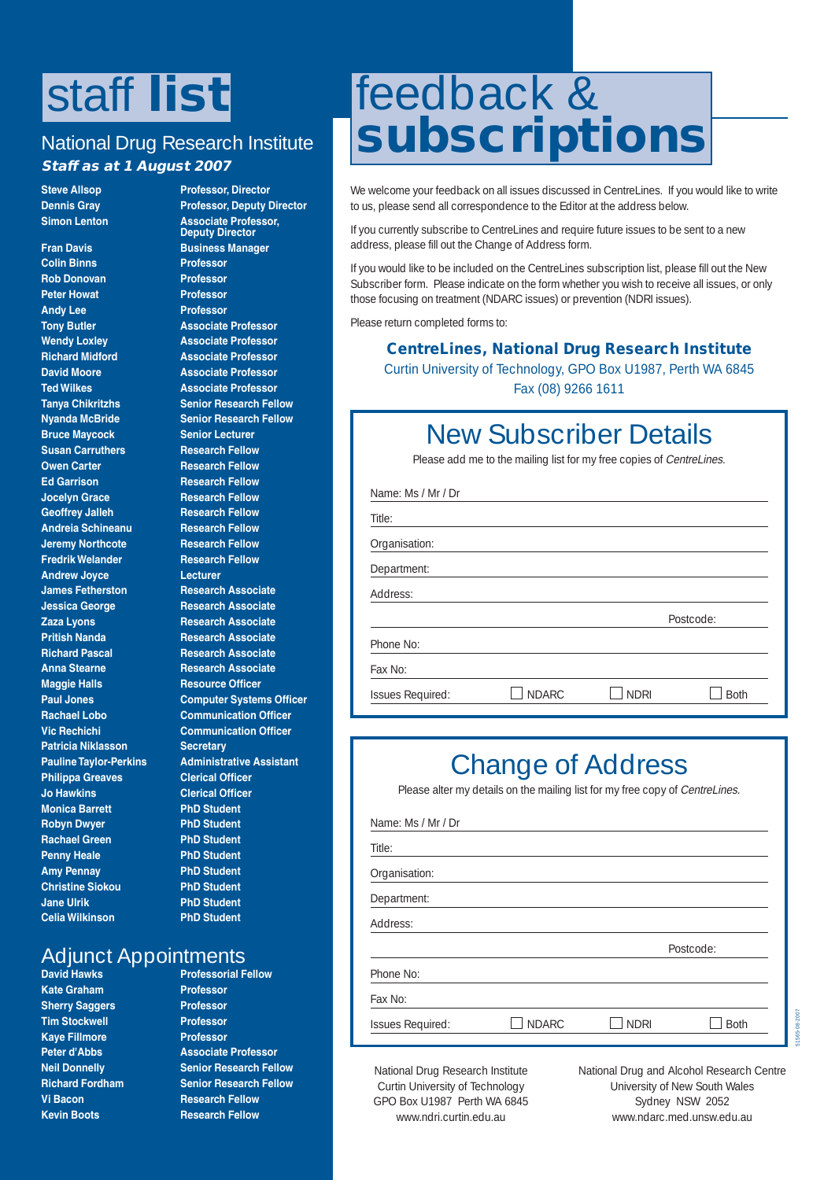# staff **list**

## National Drug Research Institute

***Staff as at 1 August 2007***

| | |
|---|---|
| **Steve Allsop** | **Professor, Director** |
| **Dennis Gray** | **Professor, Deputy Director** |
| **Simon Lenton** | **Associate Professor, Deputy Director** |
| **Fran Davis** | **Business Manager** |
| **Colin Binns** | **Professor** |
| **Rob Donovan** | **Professor** |
| **Peter Howat** | **Professor** |
| **Andy Lee** | **Professor** |
| **Tony Butler** | **Associate Professor** |
| **Wendy Loxley** | **Associate Professor** |
| **Richard Midford** | **Associate Professor** |
| **David Moore** | **Associate Professor** |
| **Ted Wilkes** | **Associate Professor** |
| **Tanya Chikritzhs** | **Senior Research Fellow** |
| **Nyanda McBride** | **Senior Research Fellow** |
| **Bruce Maycock** | **Senior Lecturer** |
| **Susan Carruthers** | **Research Fellow** |
| **Owen Carter** | **Research Fellow** |
| **Ed Garrison** | **Research Fellow** |
| **Jocelyn Grace** | **Research Fellow** |
| **Geoffrey Jalleh** | **Research Fellow** |
| **Andreia Schineanu** | **Research Fellow** |
| **Jeremy Northcote** | **Research Fellow** |
| **Fredrik Welander** | **Research Fellow** |
| **Andrew Joyce** | **Lecturer** |
| **James Fetherston** | **Research Associate** |
| **Jessica George** | **Research Associate** |
| **Zaza Lyons** | **Research Associate** |
| **Pritish Nanda** | **Research Associate** |
| **Richard Pascal** | **Research Associate** |
| **Anna Stearne** | **Research Associate** |
| **Maggie Halls** | **Resource Officer** |
| **Paul Jones** | **Computer Systems Officer** |
| **Rachael Lobo** | **Communication Officer** |
| **Vic Rechichi** | **Communication Officer** |
| **Patricia Niklasson** | **Secretary** |
| **Pauline Taylor-Perkins** | **Administrative Assistant** |
| **Philippa Greaves** | **Clerical Officer** |
| **Jo Hawkins** | **Clerical Officer** |
| **Monica Barrett** | **PhD Student** |
| **Robyn Dwyer** | **PhD Student** |
| **Rachael Green** | **PhD Student** |
| **Penny Heale** | **PhD Student** |
| **Amy Pennay** | **PhD Student** |
| **Christine Siokou** | **PhD Student** |
| **Jane Ulrik** | **PhD Student** |
| **Celia Wilkinson** | **PhD Student** |

## Adjunct Appointments

| | |
|---|---|
| **David Hawks** | **Professorial Fellow** |
| **Kate Graham** | **Professor** |
| **Sherry Saggers** | **Professor** |
| **Tim Stockwell** | **Professor** |
| **Kaye Fillmore** | **Professor** |
| **Peter d'Abbs** | **Associate Professor** |
| **Neil Donnelly** | **Senior Research Fellow** |
| **Richard Fordham** | **Senior Research Fellow** |
| **Vi Bacon** | **Research Fellow** |
| **Kevin Boots** | **Research Fellow** |

# feedback & **subscriptions**

We welcome your feedback on all issues discussed in CentreLines. If you would like to write to us, please send all correspondence to the Editor at the address below.

If you currently subscribe to CentreLines and require future issues to be sent to a new address, please fill out the Change of Address form.

If you would like to be included on the CentreLines subscription list, please fill out the New Subscriber form. Please indicate on the form whether you wish to receive all issues, or only those focusing on treatment (NDARC issues) or prevention (NDRI issues).

Please return completed forms to:

**CentreLines, National Drug Research Institute**
Curtin University of Technology, GPO Box U1987, Perth WA 6845
Fax (08) 9266 1611

## New Subscriber Details

Please add me to the mailing list for my free copies of *CentreLines*.

Name: Ms / Mr / Dr

Title:

Organisation:

Department:

Address:

Postcode:

Phone No:

Fax No:

Issues Required: ☐ NDARC ☐ NDRI ☐ Both

## Change of Address

Please alter my details on the mailing list for my free copy of *CentreLines*.

Name: Ms / Mr / Dr

Title:

Organisation:

Department:

Address:

Postcode:

Phone No:

Fax No:

Issues Required: ☐ NDARC ☐ NDRI ☐ Both

National Drug Research Institute
Curtin University of Technology
GPO Box U1987 Perth WA 6845
www.ndri.curtin.edu.au

National Drug and Alcohol Research Centre
University of New South Wales
Sydney NSW 2052
www.ndarc.med.unsw.edu.au

51565-08-2007